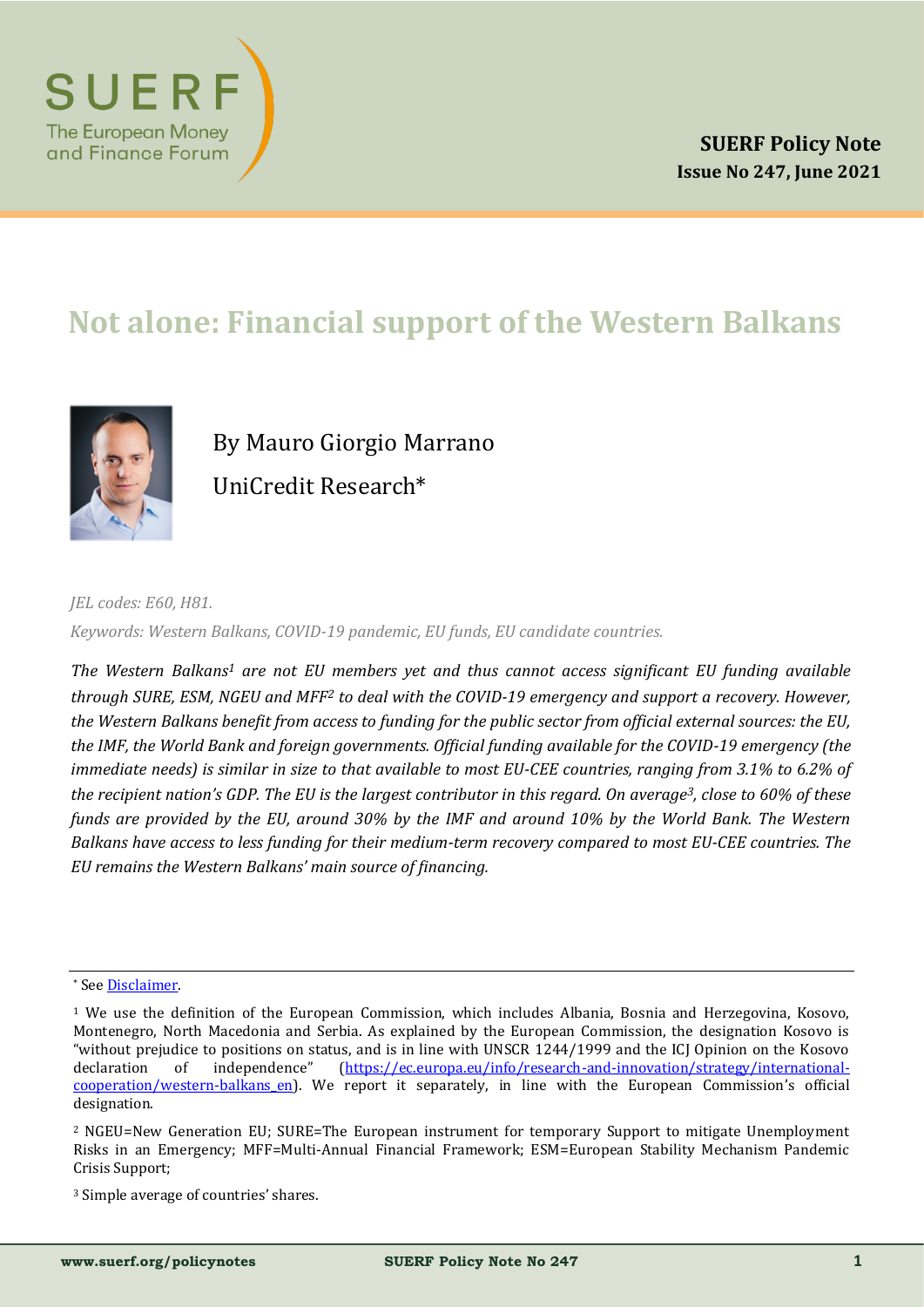SUERF Policy Note
Issue No 247, June 2021

# Not alone: Financial support of the Western Balkans

By Mauro Giorgio Marrano

UniCredit Research*

*JEL codes: E60, H81.*

*Keywords: Western Balkans, COVID-19 pandemic, EU funds, EU candidate countries.*

*The Western Balkans[1] are not EU members yet and thus cannot access significant EU funding available through SURE, ESM, NGEU and MFF[2] to deal with the COVID-19 emergency and support a recovery. However, the Western Balkans benefit from access to funding for the public sector from official external sources: the EU, the IMF, the World Bank and foreign governments. Official funding available for the COVID-19 emergency (the immediate needs) is similar in size to that available to most EU-CEE countries, ranging from 3.1% to 6.2% of the recipient nation's GDP. The EU is the largest contributor in this regard. On average[3], close to 60% of these funds are provided by the EU, around 30% by the IMF and around 10% by the World Bank. The Western Balkans have access to less funding for their medium-term recovery compared to most EU-CEE countries. The EU remains the Western Balkans' main source of financing.*

---

\* See [Disclaimer](#).

[1] We use the definition of the European Commission, which includes Albania, Bosnia and Herzegovina, Kosovo, Montenegro, North Macedonia and Serbia. As explained by the European Commission, the designation Kosovo is "without prejudice to positions on status, and is in line with UNSCR 1244/1999 and the ICJ Opinion on the Kosovo declaration of independence" ([https://ec.europa.eu/info/research-and-innovation/strategy/international-cooperation/western-balkans_en](https://ec.europa.eu/info/research-and-innovation/strategy/international-cooperation/western-balkans_en)). We report it separately, in line with the European Commission's official designation.

[2] NGEU=New Generation EU; SURE=The European instrument for temporary Support to mitigate Unemployment Risks in an Emergency; MFF=Multi-Annual Financial Framework; ESM=European Stability Mechanism Pandemic Crisis Support;

[3] Simple average of countries' shares.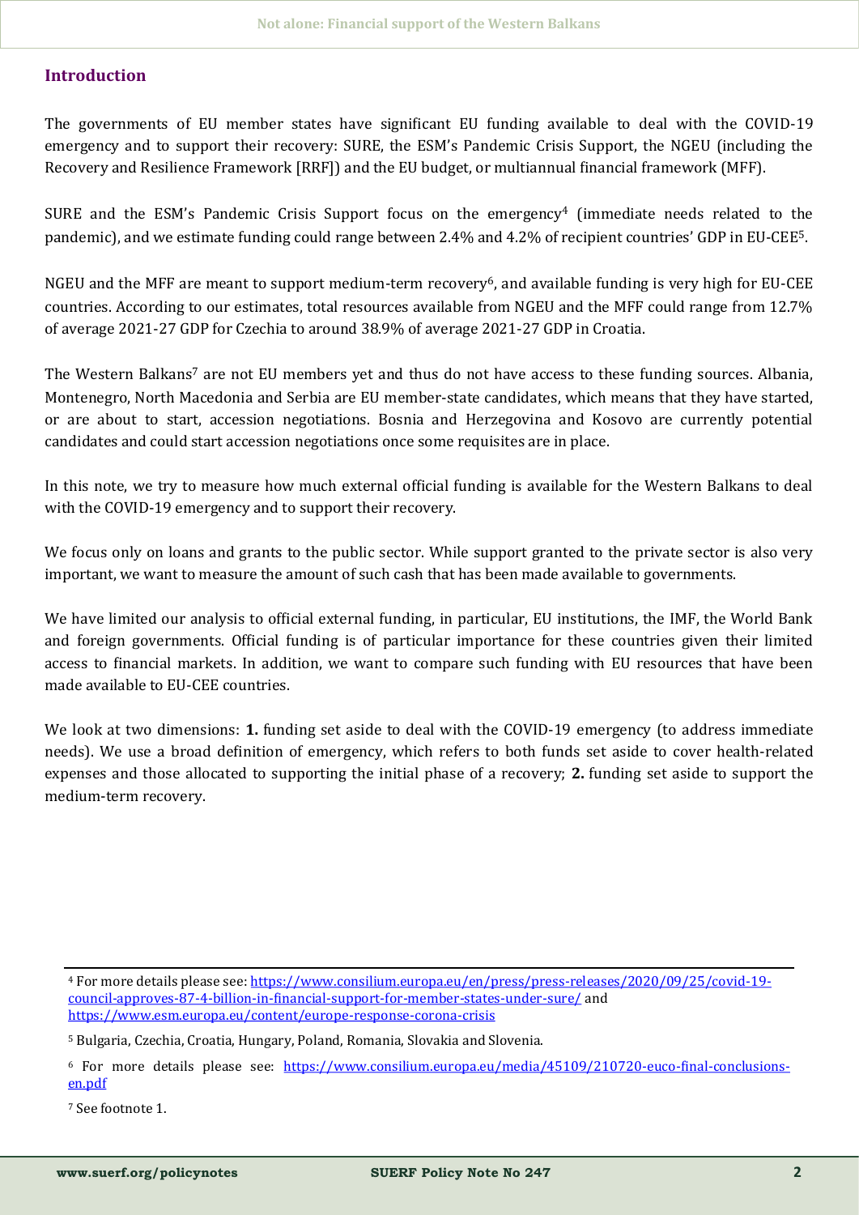## Introduction

The governments of EU member states have significant EU funding available to deal with the COVID-19 emergency and to support their recovery: SURE, the ESM's Pandemic Crisis Support, the NGEU (including the Recovery and Resilience Framework [RRF]) and the EU budget, or multiannual financial framework (MFF).

SURE and the ESM's Pandemic Crisis Support focus on the emergency[4] (immediate needs related to the pandemic), and we estimate funding could range between 2.4% and 4.2% of recipient countries' GDP in EU-CEE[5].

NGEU and the MFF are meant to support medium-term recovery[6], and available funding is very high for EU-CEE countries. According to our estimates, total resources available from NGEU and the MFF could range from 12.7% of average 2021-27 GDP for Czechia to around 38.9% of average 2021-27 GDP in Croatia.

The Western Balkans[7] are not EU members yet and thus do not have access to these funding sources. Albania, Montenegro, North Macedonia and Serbia are EU member-state candidates, which means that they have started, or are about to start, accession negotiations. Bosnia and Herzegovina and Kosovo are currently potential candidates and could start accession negotiations once some requisites are in place.

In this note, we try to measure how much external official funding is available for the Western Balkans to deal with the COVID-19 emergency and to support their recovery.

We focus only on loans and grants to the public sector. While support granted to the private sector is also very important, we want to measure the amount of such cash that has been made available to governments.

We have limited our analysis to official external funding, in particular, EU institutions, the IMF, the World Bank and foreign governments. Official funding is of particular importance for these countries given their limited access to financial markets. In addition, we want to compare such funding with EU resources that have been made available to EU-CEE countries.

We look at two dimensions: **1.** funding set aside to deal with the COVID-19 emergency (to address immediate needs). We use a broad definition of emergency, which refers to both funds set aside to cover health-related expenses and those allocated to supporting the initial phase of a recovery; **2.** funding set aside to support the medium-term recovery.

---

[4] For more details please see: https://www.consilium.europa.eu/en/press/press-releases/2020/09/25/covid-19-council-approves-87-4-billion-in-financial-support-for-member-states-under-sure/ and https://www.esm.europa.eu/content/europe-response-corona-crisis

[5] Bulgaria, Czechia, Croatia, Hungary, Poland, Romania, Slovakia and Slovenia.

[6] For more details please see: https://www.consilium.europa.eu/media/45109/210720-euco-final-conclusions-en.pdf

[7] See footnote 1.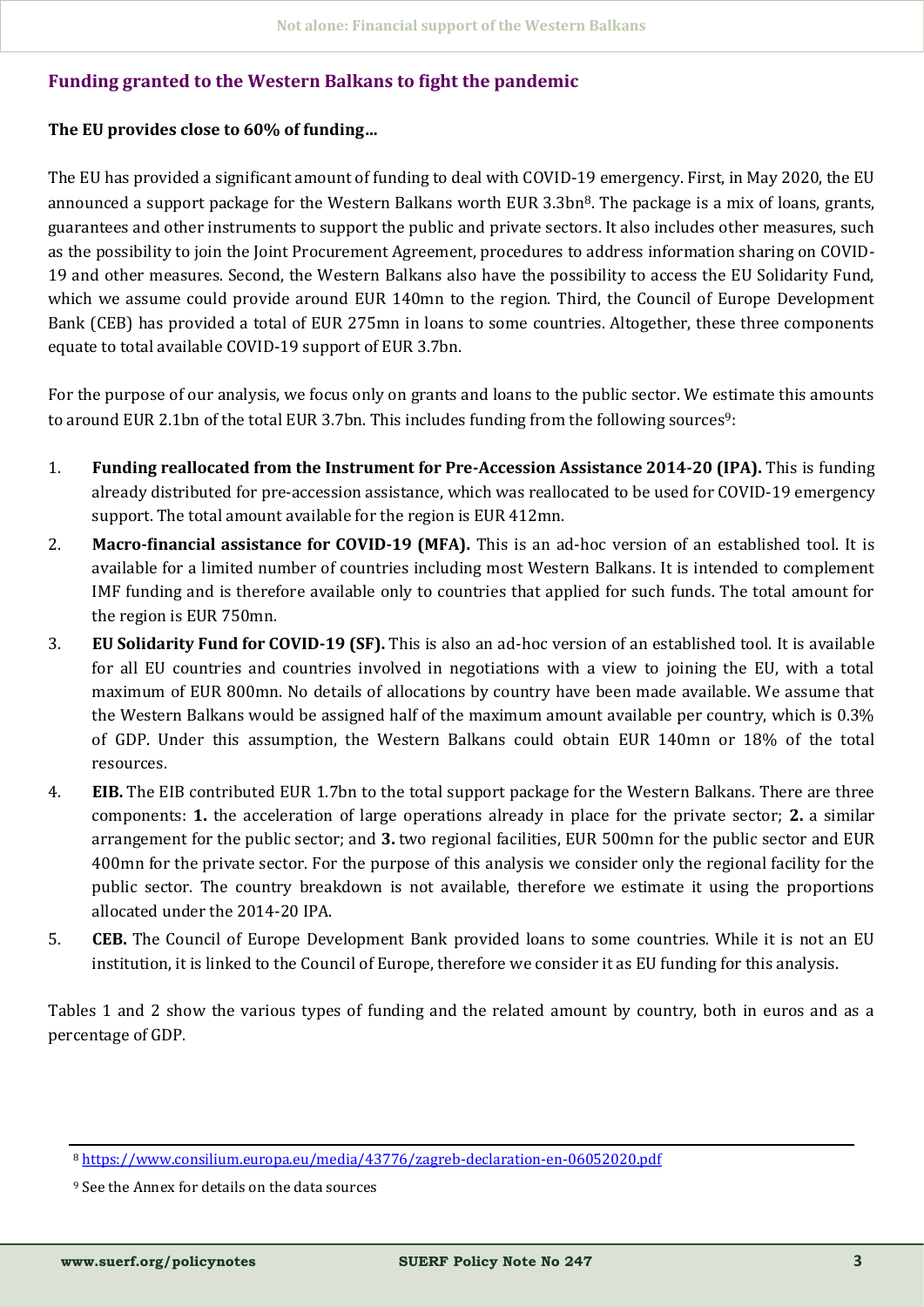## Funding granted to the Western Balkans to fight the pandemic

**The EU provides close to 60% of funding…**

The EU has provided a significant amount of funding to deal with COVID-19 emergency. First, in May 2020, the EU announced a support package for the Western Balkans worth EUR 3.3bn[8]. The package is a mix of loans, grants, guarantees and other instruments to support the public and private sectors. It also includes other measures, such as the possibility to join the Joint Procurement Agreement, procedures to address information sharing on COVID-19 and other measures. Second, the Western Balkans also have the possibility to access the EU Solidarity Fund, which we assume could provide around EUR 140mn to the region. Third, the Council of Europe Development Bank (CEB) has provided a total of EUR 275mn in loans to some countries. Altogether, these three components equate to total available COVID-19 support of EUR 3.7bn.

For the purpose of our analysis, we focus only on grants and loans to the public sector. We estimate this amounts to around EUR 2.1bn of the total EUR 3.7bn. This includes funding from the following sources[9]:

1. **Funding reallocated from the Instrument for Pre-Accession Assistance 2014-20 (IPA).** This is funding already distributed for pre-accession assistance, which was reallocated to be used for COVID-19 emergency support. The total amount available for the region is EUR 412mn.
2. **Macro-financial assistance for COVID-19 (MFA).** This is an ad-hoc version of an established tool. It is available for a limited number of countries including most Western Balkans. It is intended to complement IMF funding and is therefore available only to countries that applied for such funds. The total amount for the region is EUR 750mn.
3. **EU Solidarity Fund for COVID-19 (SF).** This is also an ad-hoc version of an established tool. It is available for all EU countries and countries involved in negotiations with a view to joining the EU, with a total maximum of EUR 800mn. No details of allocations by country have been made available. We assume that the Western Balkans would be assigned half of the maximum amount available per country, which is 0.3% of GDP. Under this assumption, the Western Balkans could obtain EUR 140mn or 18% of the total resources.
4. **EIB.** The EIB contributed EUR 1.7bn to the total support package for the Western Balkans. There are three components: **1.** the acceleration of large operations already in place for the private sector; **2.** a similar arrangement for the public sector; and **3.** two regional facilities, EUR 500mn for the public sector and EUR 400mn for the private sector. For the purpose of this analysis we consider only the regional facility for the public sector. The country breakdown is not available, therefore we estimate it using the proportions allocated under the 2014-20 IPA.
5. **CEB.** The Council of Europe Development Bank provided loans to some countries. While it is not an EU institution, it is linked to the Council of Europe, therefore we consider it as EU funding for this analysis.

Tables 1 and 2 show the various types of funding and the related amount by country, both in euros and as a percentage of GDP.

---

[8] https://www.consilium.europa.eu/media/43776/zagreb-declaration-en-06052020.pdf

[9] See the Annex for details on the data sources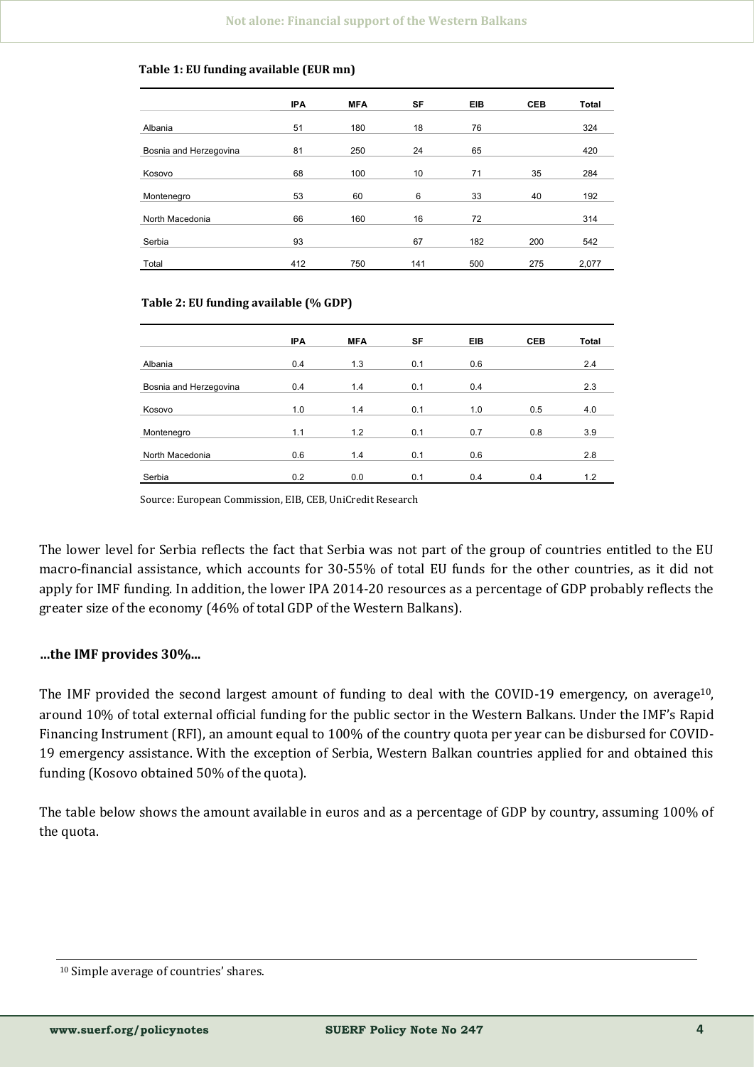**Table 1: EU funding available (EUR mn)**

| | IPA | MFA | SF | EIB | CEB | Total |
|---|---|---|---|---|---|---|
| Albania | 51 | 180 | 18 | 76 | | 324 |
| Bosnia and Herzegovina | 81 | 250 | 24 | 65 | | 420 |
| Kosovo | 68 | 100 | 10 | 71 | 35 | 284 |
| Montenegro | 53 | 60 | 6 | 33 | 40 | 192 |
| North Macedonia | 66 | 160 | 16 | 72 | | 314 |
| Serbia | 93 | | 67 | 182 | 200 | 542 |
| Total | 412 | 750 | 141 | 500 | 275 | 2,077 |

**Table 2: EU funding available (% GDP)**

| | IPA | MFA | SF | EIB | CEB | Total |
|---|---|---|---|---|---|---|
| Albania | 0.4 | 1.3 | 0.1 | 0.6 | | 2.4 |
| Bosnia and Herzegovina | 0.4 | 1.4 | 0.1 | 0.4 | | 2.3 |
| Kosovo | 1.0 | 1.4 | 0.1 | 1.0 | 0.5 | 4.0 |
| Montenegro | 1.1 | 1.2 | 0.1 | 0.7 | 0.8 | 3.9 |
| North Macedonia | 0.6 | 1.4 | 0.1 | 0.6 | | 2.8 |
| Serbia | 0.2 | 0.0 | 0.1 | 0.4 | 0.4 | 1.2 |

Source: European Commission, EIB, CEB, UniCredit Research

The lower level for Serbia reflects the fact that Serbia was not part of the group of countries entitled to the EU macro-financial assistance, which accounts for 30-55% of total EU funds for the other countries, as it did not apply for IMF funding. In addition, the lower IPA 2014-20 resources as a percentage of GDP probably reflects the greater size of the economy (46% of total GDP of the Western Balkans).

**…the IMF provides 30%...**

The IMF provided the second largest amount of funding to deal with the COVID-19 emergency, on average[10], around 10% of total external official funding for the public sector in the Western Balkans. Under the IMF's Rapid Financing Instrument (RFI), an amount equal to 100% of the country quota per year can be disbursed for COVID-19 emergency assistance. With the exception of Serbia, Western Balkan countries applied for and obtained this funding (Kosovo obtained 50% of the quota).

The table below shows the amount available in euros and as a percentage of GDP by country, assuming 100% of the quota.

[10] Simple average of countries' shares.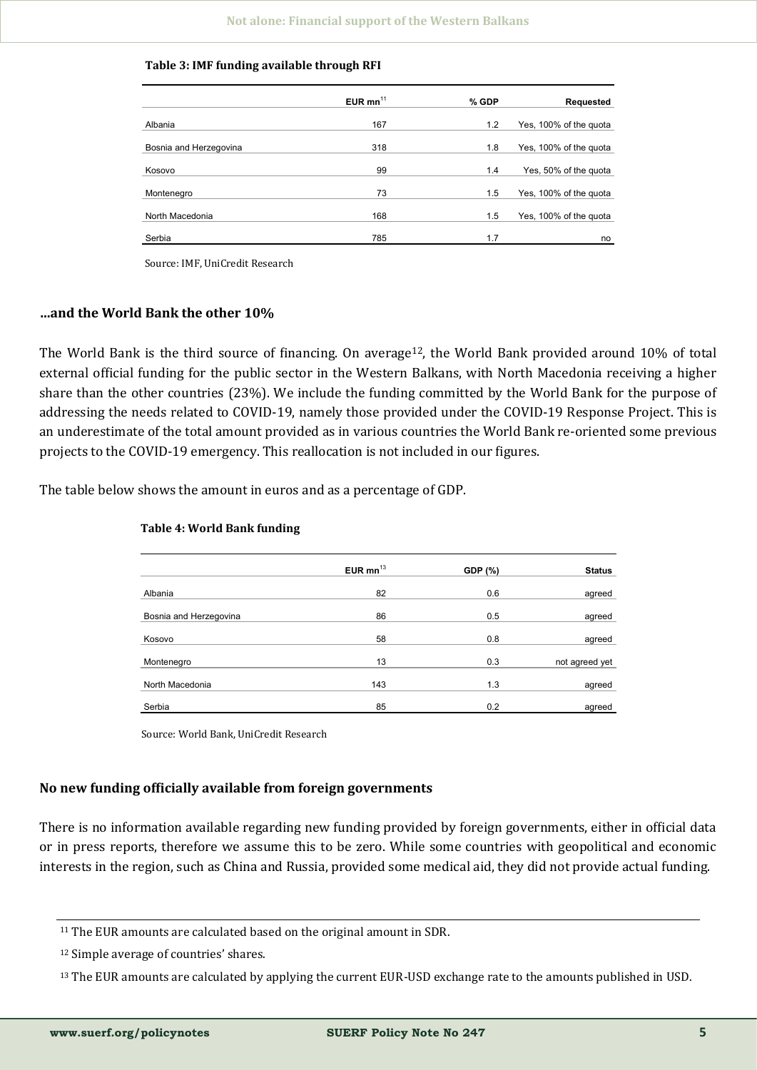**Table 3: IMF funding available through RFI**

| | EUR mn[11] | % GDP | Requested |
|---|---|---|---|
| Albania | 167 | 1.2 | Yes, 100% of the quota |
| Bosnia and Herzegovina | 318 | 1.8 | Yes, 100% of the quota |
| Kosovo | 99 | 1.4 | Yes, 50% of the quota |
| Montenegro | 73 | 1.5 | Yes, 100% of the quota |
| North Macedonia | 168 | 1.5 | Yes, 100% of the quota |
| Serbia | 785 | 1.7 | no |

Source: IMF, UniCredit Research

### …and the World Bank the other 10%

The World Bank is the third source of financing. On average[12], the World Bank provided around 10% of total external official funding for the public sector in the Western Balkans, with North Macedonia receiving a higher share than the other countries (23%). We include the funding committed by the World Bank for the purpose of addressing the needs related to COVID-19, namely those provided under the COVID-19 Response Project. This is an underestimate of the total amount provided as in various countries the World Bank re-oriented some previous projects to the COVID-19 emergency. This reallocation is not included in our figures.

The table below shows the amount in euros and as a percentage of GDP.

**Table 4: World Bank funding**

| | EUR mn[13] | GDP (%) | Status |
|---|---|---|---|
| Albania | 82 | 0.6 | agreed |
| Bosnia and Herzegovina | 86 | 0.5 | agreed |
| Kosovo | 58 | 0.8 | agreed |
| Montenegro | 13 | 0.3 | not agreed yet |
| North Macedonia | 143 | 1.3 | agreed |
| Serbia | 85 | 0.2 | agreed |

Source: World Bank, UniCredit Research

### No new funding officially available from foreign governments

There is no information available regarding new funding provided by foreign governments, either in official data or in press reports, therefore we assume this to be zero. While some countries with geopolitical and economic interests in the region, such as China and Russia, provided some medical aid, they did not provide actual funding.

---

[11] The EUR amounts are calculated based on the original amount in SDR.

[12] Simple average of countries' shares.

[13] The EUR amounts are calculated by applying the current EUR-USD exchange rate to the amounts published in USD.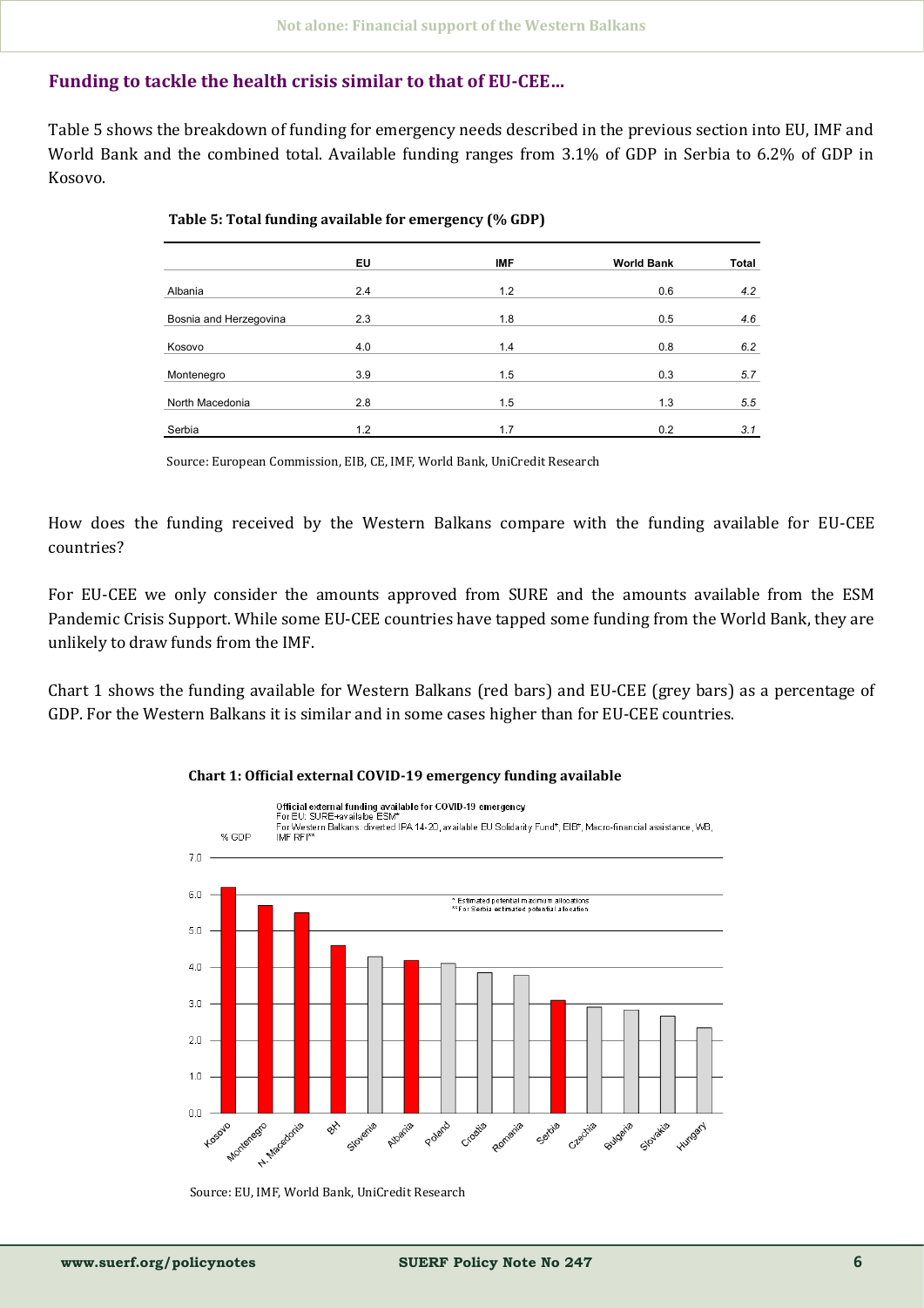## Funding to tackle the health crisis similar to that of EU-CEE…

Table 5 shows the breakdown of funding for emergency needs described in the previous section into EU, IMF and World Bank and the combined total. Available funding ranges from 3.1% of GDP in Serbia to 6.2% of GDP in Kosovo.

**Table 5: Total funding available for emergency (% GDP)**

| | EU | IMF | World Bank | Total |
|---|---|---|---|---|
| Albania | 2.4 | 1.2 | 0.6 | *4.2* |
| Bosnia and Herzegovina | 2.3 | 1.8 | 0.5 | *4.6* |
| Kosovo | 4.0 | 1.4 | 0.8 | *6.2* |
| Montenegro | 3.9 | 1.5 | 0.3 | *5.7* |
| North Macedonia | 2.8 | 1.5 | 1.3 | *5.5* |
| Serbia | 1.2 | 1.7 | 0.2 | *3.1* |

Source: European Commission, EIB, CE, IMF, World Bank, UniCredit Research

How does the funding received by the Western Balkans compare with the funding available for EU-CEE countries?

For EU-CEE we only consider the amounts approved from SURE and the amounts available from the ESM Pandemic Crisis Support. While some EU-CEE countries have tapped some funding from the World Bank, they are unlikely to draw funds from the IMF.

Chart 1 shows the funding available for Western Balkans (red bars) and EU-CEE (grey bars) as a percentage of GDP. For the Western Balkans it is similar and in some cases higher than for EU-CEE countries.

**Chart 1: Official external COVID-19 emergency funding available**

Official external funding available for COVID-19 emergency
For EU: SURE+available ESM*
For Western Balkans: diverted IPA 14-20, available EU Solidarity Fund*, EIB*, Macro-financial assistance, WB, IMF RFI**

\* Estimated potential maximum allocations
\*\* For Serbia estimated potential allocation

Source: EU, IMF, World Bank, UniCredit Research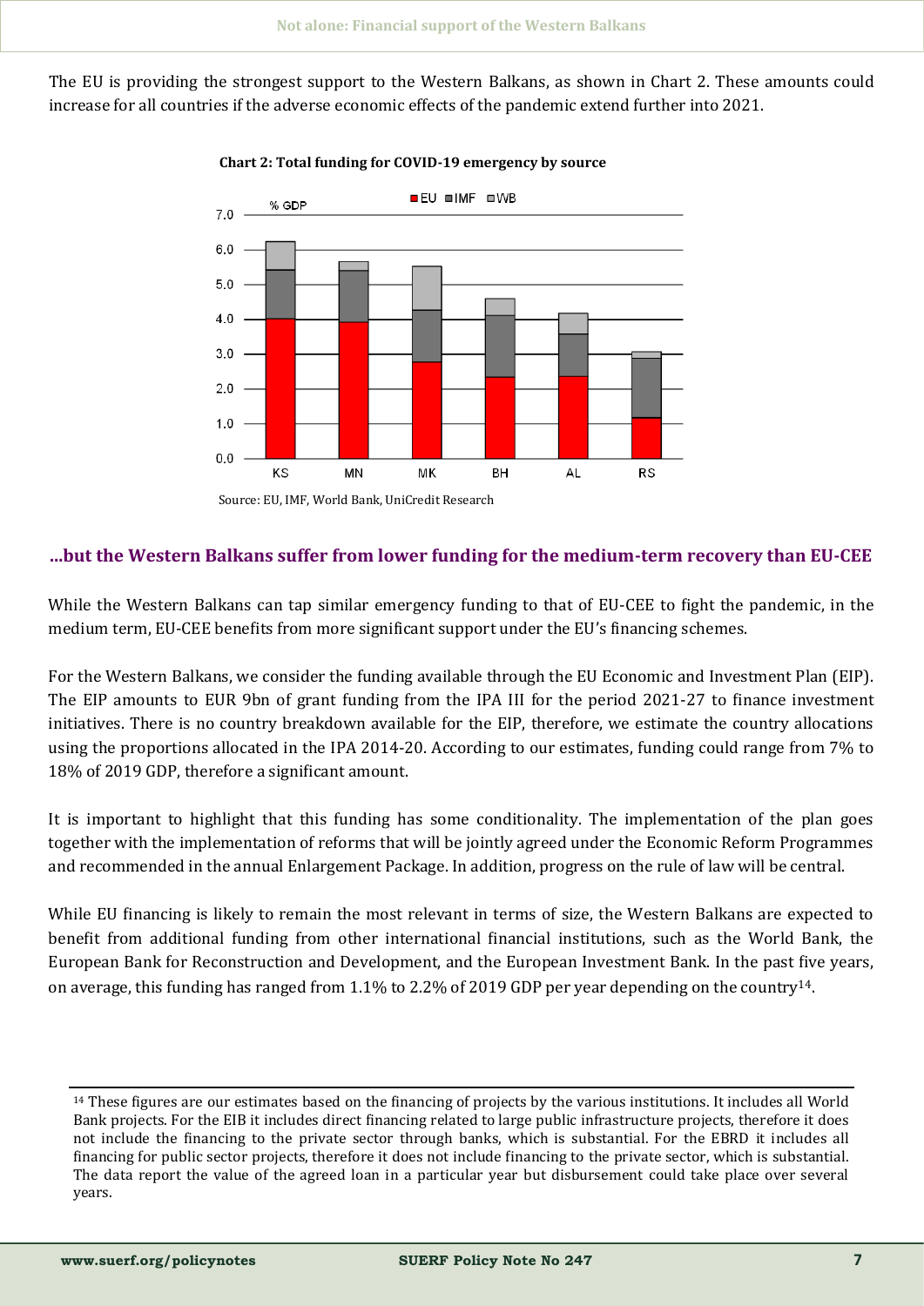The EU is providing the strongest support to the Western Balkans, as shown in Chart 2. These amounts could increase for all countries if the adverse economic effects of the pandemic extend further into 2021.

**Chart 2: Total funding for COVID-19 emergency by source**

Source: EU, IMF, World Bank, UniCredit Research

### ...but the Western Balkans suffer from lower funding for the medium-term recovery than EU-CEE

While the Western Balkans can tap similar emergency funding to that of EU-CEE to fight the pandemic, in the medium term, EU-CEE benefits from more significant support under the EU's financing schemes.

For the Western Balkans, we consider the funding available through the EU Economic and Investment Plan (EIP). The EIP amounts to EUR 9bn of grant funding from the IPA III for the period 2021-27 to finance investment initiatives. There is no country breakdown available for the EIP, therefore, we estimate the country allocations using the proportions allocated in the IPA 2014-20. According to our estimates, funding could range from 7% to 18% of 2019 GDP, therefore a significant amount.

It is important to highlight that this funding has some conditionality. The implementation of the plan goes together with the implementation of reforms that will be jointly agreed under the Economic Reform Programmes and recommended in the annual Enlargement Package. In addition, progress on the rule of law will be central.

While EU financing is likely to remain the most relevant in terms of size, the Western Balkans are expected to benefit from additional funding from other international financial institutions, such as the World Bank, the European Bank for Reconstruction and Development, and the European Investment Bank. In the past five years, on average, this funding has ranged from 1.1% to 2.2% of 2019 GDP per year depending on the country[14].

---

[14] These figures are our estimates based on the financing of projects by the various institutions. It includes all World Bank projects. For the EIB it includes direct financing related to large public infrastructure projects, therefore it does not include the financing to the private sector through banks, which is substantial. For the EBRD it includes all financing for public sector projects, therefore it does not include financing to the private sector, which is substantial. The data report the value of the agreed loan in a particular year but disbursement could take place over several years.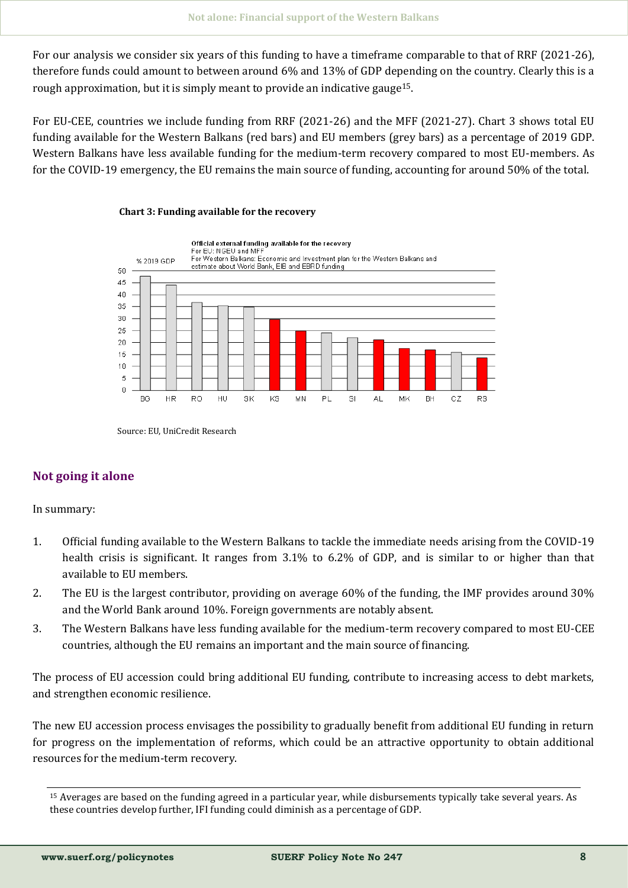For our analysis we consider six years of this funding to have a timeframe comparable to that of RRF (2021-26), therefore funds could amount to between around 6% and 13% of GDP depending on the country. Clearly this is a rough approximation, but it is simply meant to provide an indicative gauge[15].

For EU-CEE, countries we include funding from RRF (2021-26) and the MFF (2021-27). Chart 3 shows total EU funding available for the Western Balkans (red bars) and EU members (grey bars) as a percentage of 2019 GDP. Western Balkans have less available funding for the medium-term recovery compared to most EU-members. As for the COVID-19 emergency, the EU remains the main source of funding, accounting for around 50% of the total.

**Chart 3: Funding available for the recovery**

Official external funding available for the recovery
For EU: NGEU and MFF
For Western Balkans: Economic and Investment plan for the Western Balkans and estimate about World Bank, EIB and EBRD funding

% 2019 GDP

Source: EU, UniCredit Research

## Not going it alone

In summary:

1. Official funding available to the Western Balkans to tackle the immediate needs arising from the COVID-19 health crisis is significant. It ranges from 3.1% to 6.2% of GDP, and is similar to or higher than that available to EU members.
2. The EU is the largest contributor, providing on average 60% of the funding, the IMF provides around 30% and the World Bank around 10%. Foreign governments are notably absent.
3. The Western Balkans have less funding available for the medium-term recovery compared to most EU-CEE countries, although the EU remains an important and the main source of financing.

The process of EU accession could bring additional EU funding, contribute to increasing access to debt markets, and strengthen economic resilience.

The new EU accession process envisages the possibility to gradually benefit from additional EU funding in return for progress on the implementation of reforms, which could be an attractive opportunity to obtain additional resources for the medium-term recovery.

[15] Averages are based on the funding agreed in a particular year, while disbursements typically take several years. As these countries develop further, IFI funding could diminish as a percentage of GDP.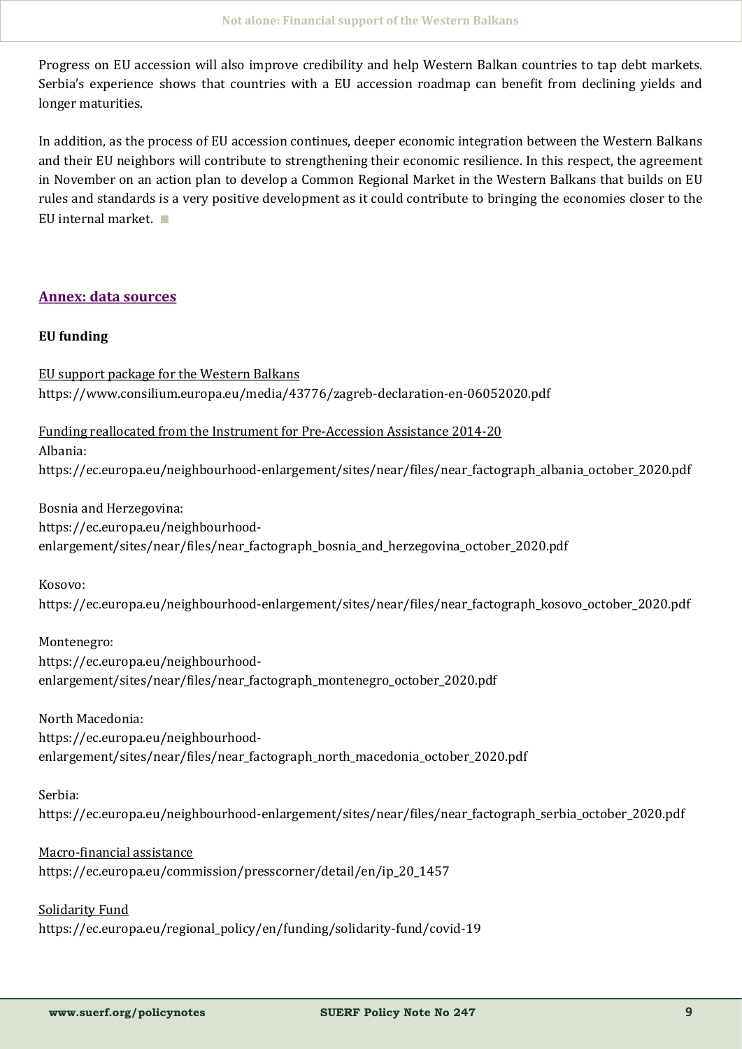Progress on EU accession will also improve credibility and help Western Balkan countries to tap debt markets. Serbia's experience shows that countries with a EU accession roadmap can benefit from declining yields and longer maturities.

In addition, as the process of EU accession continues, deeper economic integration between the Western Balkans and their EU neighbors will contribute to strengthening their economic resilience. In this respect, the agreement in November on an action plan to develop a Common Regional Market in the Western Balkans that builds on EU rules and standards is a very positive development as it could contribute to bringing the economies closer to the EU internal market. ■

## Annex: data sources

**EU funding**

EU support package for the Western Balkans
https://www.consilium.europa.eu/media/43776/zagreb-declaration-en-06052020.pdf

Funding reallocated from the Instrument for Pre-Accession Assistance 2014-20
Albania:
https://ec.europa.eu/neighbourhood-enlargement/sites/near/files/near_factograph_albania_october_2020.pdf

Bosnia and Herzegovina:
https://ec.europa.eu/neighbourhood-enlargement/sites/near/files/near_factograph_bosnia_and_herzegovina_october_2020.pdf

Kosovo:
https://ec.europa.eu/neighbourhood-enlargement/sites/near/files/near_factograph_kosovo_october_2020.pdf

Montenegro:
https://ec.europa.eu/neighbourhood-enlargement/sites/near/files/near_factograph_montenegro_october_2020.pdf

North Macedonia:
https://ec.europa.eu/neighbourhood-enlargement/sites/near/files/near_factograph_north_macedonia_october_2020.pdf

Serbia:
https://ec.europa.eu/neighbourhood-enlargement/sites/near/files/near_factograph_serbia_october_2020.pdf

Macro-financial assistance
https://ec.europa.eu/commission/presscorner/detail/en/ip_20_1457

Solidarity Fund
https://ec.europa.eu/regional_policy/en/funding/solidarity-fund/covid-19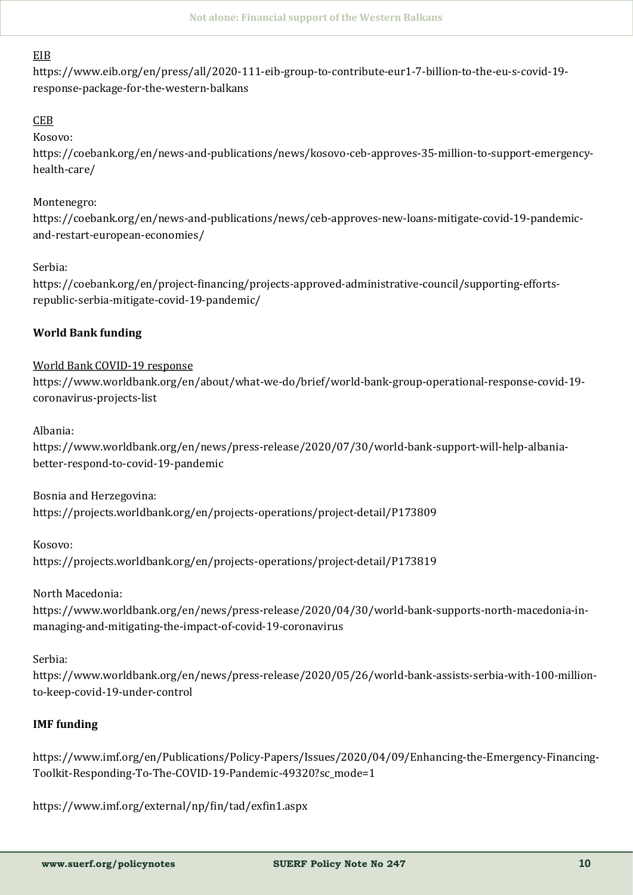EIB

https://www.eib.org/en/press/all/2020-111-eib-group-to-contribute-eur1-7-billion-to-the-eu-s-covid-19-response-package-for-the-western-balkans

CEB

Kosovo:
https://coebank.org/en/news-and-publications/news/kosovo-ceb-approves-35-million-to-support-emergency-health-care/

Montenegro:
https://coebank.org/en/news-and-publications/news/ceb-approves-new-loans-mitigate-covid-19-pandemic-and-restart-european-economies/

Serbia:
https://coebank.org/en/project-financing/projects-approved-administrative-council/supporting-efforts-republic-serbia-mitigate-covid-19-pandemic/

**World Bank funding**

World Bank COVID-19 response
https://www.worldbank.org/en/about/what-we-do/brief/world-bank-group-operational-response-covid-19-coronavirus-projects-list

Albania:
https://www.worldbank.org/en/news/press-release/2020/07/30/world-bank-support-will-help-albania-better-respond-to-covid-19-pandemic

Bosnia and Herzegovina:
https://projects.worldbank.org/en/projects-operations/project-detail/P173809

Kosovo:
https://projects.worldbank.org/en/projects-operations/project-detail/P173819

North Macedonia:
https://www.worldbank.org/en/news/press-release/2020/04/30/world-bank-supports-north-macedonia-in-managing-and-mitigating-the-impact-of-covid-19-coronavirus

Serbia:
https://www.worldbank.org/en/news/press-release/2020/05/26/world-bank-assists-serbia-with-100-million-to-keep-covid-19-under-control

**IMF funding**

https://www.imf.org/en/Publications/Policy-Papers/Issues/2020/04/09/Enhancing-the-Emergency-Financing-Toolkit-Responding-To-The-COVID-19-Pandemic-49320?sc_mode=1

https://www.imf.org/external/np/fin/tad/exfin1.aspx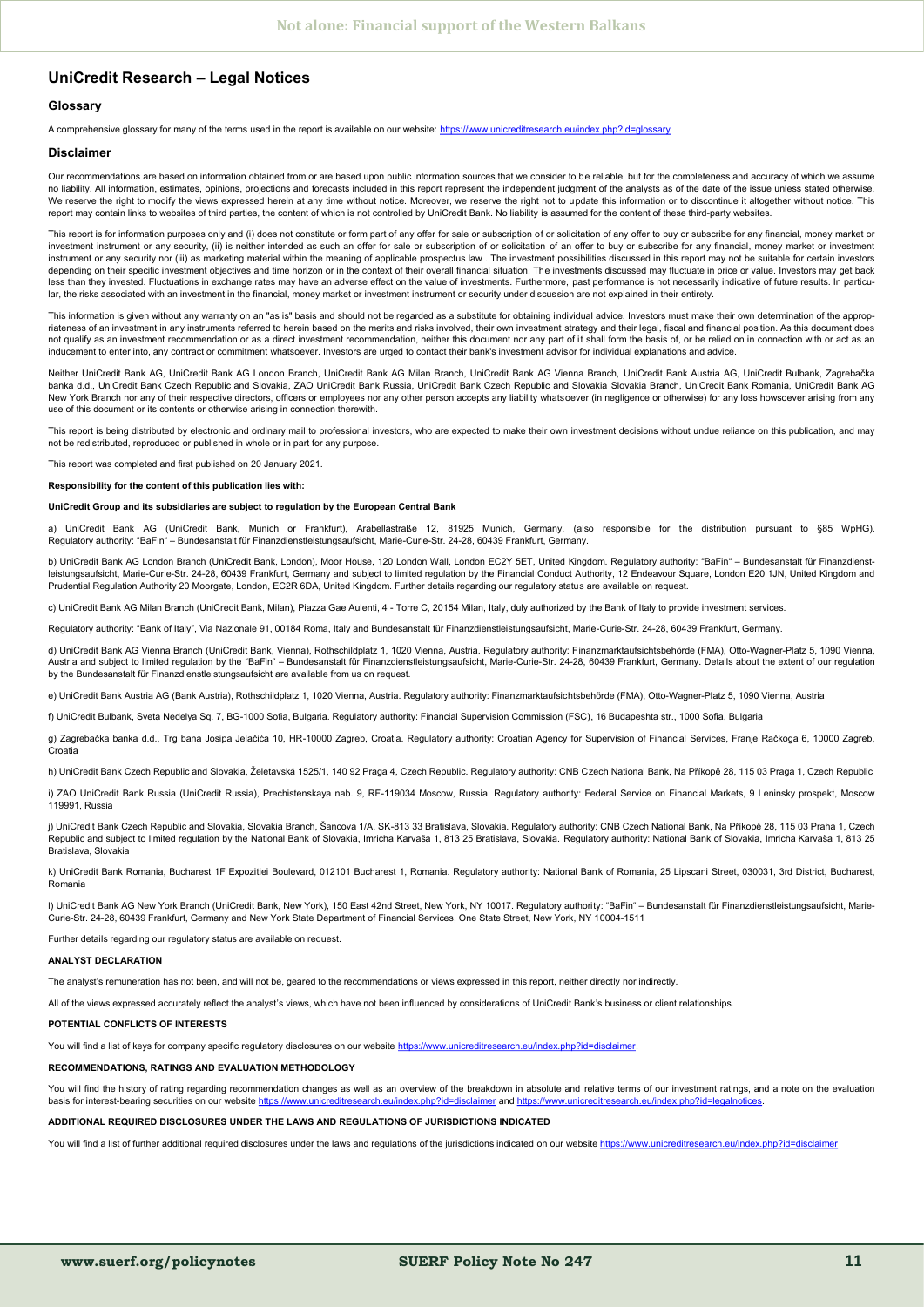## UniCredit Research – Legal Notices

### Glossary

A comprehensive glossary for many of the terms used in the report is available on our website: https://www.unicreditresearch.eu/index.php?id=glossary

### Disclaimer

Our recommendations are based on information obtained from or are based upon public information sources that we consider to be reliable, but for the completeness and accuracy of which we assume no liability. All information, estimates, opinions, projections and forecasts included in this report represent the independent judgment of the analysts as of the date of the issue unless stated otherwise. We reserve the right to modify the views expressed herein at any time without notice. Moreover, we reserve the right not to update this information or to discontinue it altogether without notice. This report may contain links to websites of third parties, the content of which is not controlled by UniCredit Bank. No liability is assumed for the content of these third-party websites.

This report is for information purposes only and (i) does not constitute or form part of any offer for sale or subscription of or solicitation of any offer to buy or subscribe for any financial, money market or investment instrument or any security, (ii) is neither intended as such an offer for sale or subscription of or solicitation of an offer to buy or subscribe for any financial, money market or investment instrument or any security nor (iii) as marketing material within the meaning of applicable prospectus law . The investment possibilities discussed in this report may not be suitable for certain investors depending on their specific investment objectives and time horizon or in the context of their overall financial situation. The investments discussed may fluctuate in price or value. Investors may get back less than they invested. Fluctuations in exchange rates may have an adverse effect on the value of investments. Furthermore, past performance is not necessarily indicative of future results. In particular, the risks associated with an investment in the financial, money market or investment instrument or security under discussion are not explained in their entirety.

This information is given without any warranty on an "as is" basis and should not be regarded as a substitute for obtaining individual advice. Investors must make their own determination of the appropriateness of an investment in any instruments referred to herein based on the merits and risks involved, their own investment strategy and their legal, fiscal and financial position. As this document does not qualify as an investment recommendation or as a direct investment recommendation, neither this document nor any part of it shall form the basis of, or be relied on in connection with or act as an inducement to enter into, any contract or commitment whatsoever. Investors are urged to contact their bank's investment advisor for individual explanations and advice.

Neither UniCredit Bank AG, UniCredit Bank AG London Branch, UniCredit Bank AG Milan Branch, UniCredit Bank AG Vienna Branch, UniCredit Bank Austria AG, UniCredit Bulbank, Zagrebačka banka d.d., UniCredit Bank Czech Republic and Slovakia, ZAO UniCredit Bank Russia, UniCredit Bank Czech Republic and Slovakia Slovakia Branch, UniCredit Bank Romania, UniCredit Bank AG New York Branch nor any of their respective directors, officers or employees nor any other person accepts any liability whatsoever (in negligence or otherwise) for any loss howsoever arising from any use of this document or its contents or otherwise arising in connection therewith.

This report is being distributed by electronic and ordinary mail to professional investors, who are expected to make their own investment decisions without undue reliance on this publication, and may not be redistributed, reproduced or published in whole or in part for any purpose.

This report was completed and first published on 20 January 2021.

**Responsibility for the content of this publication lies with:**

**UniCredit Group and its subsidiaries are subject to regulation by the European Central Bank**

a) UniCredit Bank AG (UniCredit Bank, Munich or Frankfurt), Arabellastraße 12, 81925 Munich, Germany, (also responsible for the distribution pursuant to §85 WpHG). Regulatory authority: "BaFin" – Bundesanstalt für Finanzdienstleistungsaufsicht, Marie-Curie-Str. 24-28, 60439 Frankfurt, Germany.

b) UniCredit Bank AG London Branch (UniCredit Bank, London), Moor House, 120 London Wall, London EC2Y 5ET, United Kingdom. Regulatory authority: "BaFin" – Bundesanstalt für Finanzdienstleistungsaufsicht, Marie-Curie-Str. 24-28, 60439 Frankfurt, Germany and subject to limited regulation by the Financial Conduct Authority, 12 Endeavour Square, London E20 1JN, United Kingdom and Prudential Regulation Authority 20 Moorgate, London, EC2R 6DA, United Kingdom. Further details regarding our regulatory status are available on request.

c) UniCredit Bank AG Milan Branch (UniCredit Bank, Milan), Piazza Gae Aulenti, 4 - Torre C, 20154 Milan, Italy, duly authorized by the Bank of Italy to provide investment services.

Regulatory authority: "Bank of Italy", Via Nazionale 91, 00184 Roma, Italy and Bundesanstalt für Finanzdienstleistungsaufsicht, Marie-Curie-Str. 24-28, 60439 Frankfurt, Germany.

d) UniCredit Bank AG Vienna Branch (UniCredit Bank, Vienna), Rothschildplatz 1, 1020 Vienna, Austria. Regulatory authority: Finanzmarktaufsichtsbehörde (FMA), Otto-Wagner-Platz 5, 1090 Vienna, Austria and subject to limited regulation by the "BaFin" – Bundesanstalt für Finanzdienstleistungsaufsicht, Marie-Curie-Str. 24-28, 60439 Frankfurt, Germany. Details about the extent of our regulation by the Bundesanstalt für Finanzdienstleistungsaufsicht are available from us on request.

e) UniCredit Bank Austria AG (Bank Austria), Rothschildplatz 1, 1020 Vienna, Austria. Regulatory authority: Finanzmarktaufsichtsbehörde (FMA), Otto-Wagner-Platz 5, 1090 Vienna, Austria

f) UniCredit Bulbank, Sveta Nedelya Sq. 7, BG-1000 Sofia, Bulgaria. Regulatory authority: Financial Supervision Commission (FSC), 16 Budapeshta str., 1000 Sofia, Bulgaria

g) Zagrebačka banka d.d., Trg bana Josipa Jelačića 10, HR-10000 Zagreb, Croatia. Regulatory authority: Croatian Agency for Supervision of Financial Services, Franje Račkoga 6, 10000 Zagreb, Croatia

h) UniCredit Bank Czech Republic and Slovakia, Želetavská 1525/1, 140 92 Praga 4, Czech Republic. Regulatory authority: CNB Czech National Bank, Na Příkopě 28, 115 03 Praga 1, Czech Republic

i) ZAO UniCredit Bank Russia (UniCredit Russia), Prechistenskaya nab. 9, RF-119034 Moscow, Russia. Regulatory authority: Federal Service on Financial Markets, 9 Leninsky prospekt, Moscow 119991, Russia

j) UniCredit Bank Czech Republic and Slovakia, Slovakia Branch, Šancova 1/A, SK-813 33 Bratislava, Slovakia. Regulatory authority: CNB Czech National Bank, Na Příkopě 28, 115 03 Praha 1, Czech Republic and subject to limited regulation by the National Bank of Slovakia, Imricha Karvaša 1, 813 25 Bratislava, Slovakia. Regulatory authority: National Bank of Slovakia, Imricha Karvaša 1, 813 25 Bratislava, Slovakia

k) UniCredit Bank Romania, Bucharest 1F Expozitiei Boulevard, 012101 Bucharest 1, Romania. Regulatory authority: National Bank of Romania, 25 Lipscani Street, 030031, 3rd District, Bucharest, Romania

l) UniCredit Bank AG New York Branch (UniCredit Bank, New York), 150 East 42nd Street, New York, NY 10017. Regulatory authority: "BaFin" – Bundesanstalt für Finanzdienstleistungsaufsicht, Marie-Curie-Str. 24-28, 60439 Frankfurt, Germany and New York State Department of Financial Services, One State Street, New York, NY 10004-1511

Further details regarding our regulatory status are available on request.

**ANALYST DECLARATION**

The analyst's remuneration has not been, and will not be, geared to the recommendations or views expressed in this report, neither directly nor indirectly.

All of the views expressed accurately reflect the analyst's views, which have not been influenced by considerations of UniCredit Bank's business or client relationships.

**POTENTIAL CONFLICTS OF INTERESTS**

You will find a list of keys for company specific regulatory disclosures on our website https://www.unicreditresearch.eu/index.php?id=disclaimer.

**RECOMMENDATIONS, RATINGS AND EVALUATION METHODOLOGY**

You will find the history of rating regarding recommendation changes as well as an overview of the breakdown in absolute and relative terms of our investment ratings, and a note on the evaluation basis for interest-bearing securities on our website https://www.unicreditresearch.eu/index.php?id=disclaimer and https://www.unicreditresearch.eu/index.php?id=legalnotices.

**ADDITIONAL REQUIRED DISCLOSURES UNDER THE LAWS AND REGULATIONS OF JURISDICTIONS INDICATED**

You will find a list of further additional required disclosures under the laws and regulations of the jurisdictions indicated on our website https://www.unicreditresearch.eu/index.php?id=disclaimer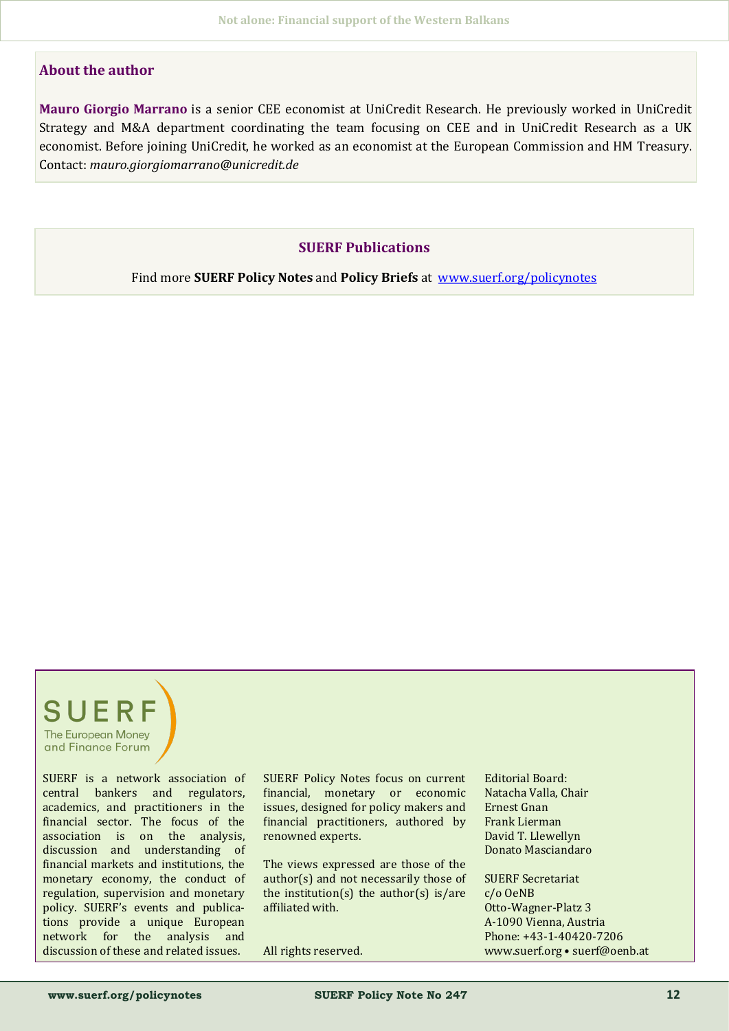## About the author

**Mauro Giorgio Marrano** is a senior CEE economist at UniCredit Research. He previously worked in UniCredit Strategy and M&A department coordinating the team focusing on CEE and in UniCredit Research as a UK economist. Before joining UniCredit, he worked as an economist at the European Commission and HM Treasury. Contact: *mauro.giorgiomarrano@unicredit.de*

## SUERF Publications

Find more **SUERF Policy Notes** and **Policy Briefs** at [www.suerf.org/policynotes](www.suerf.org/policynotes)

SUERF
The European Money and Finance Forum

SUERF is a network association of central bankers and regulators, academics, and practitioners in the financial sector. The focus of the association is on the analysis, discussion and understanding of financial markets and institutions, the monetary economy, the conduct of regulation, supervision and monetary policy. SUERF's events and publications provide a unique European network for the analysis and discussion of these and related issues.

SUERF Policy Notes focus on current financial, monetary or economic issues, designed for policy makers and financial practitioners, authored by renowned experts.

The views expressed are those of the author(s) and not necessarily those of the institution(s) the author(s) is/are affiliated with.

All rights reserved.

Editorial Board:
Natacha Valla, Chair
Ernest Gnan
Frank Lierman
David T. Llewellyn
Donato Masciandaro

SUERF Secretariat
c/o OeNB
Otto-Wagner-Platz 3
A-1090 Vienna, Austria
Phone: +43-1-40420-7206
www.suerf.org • suerf@oenb.at